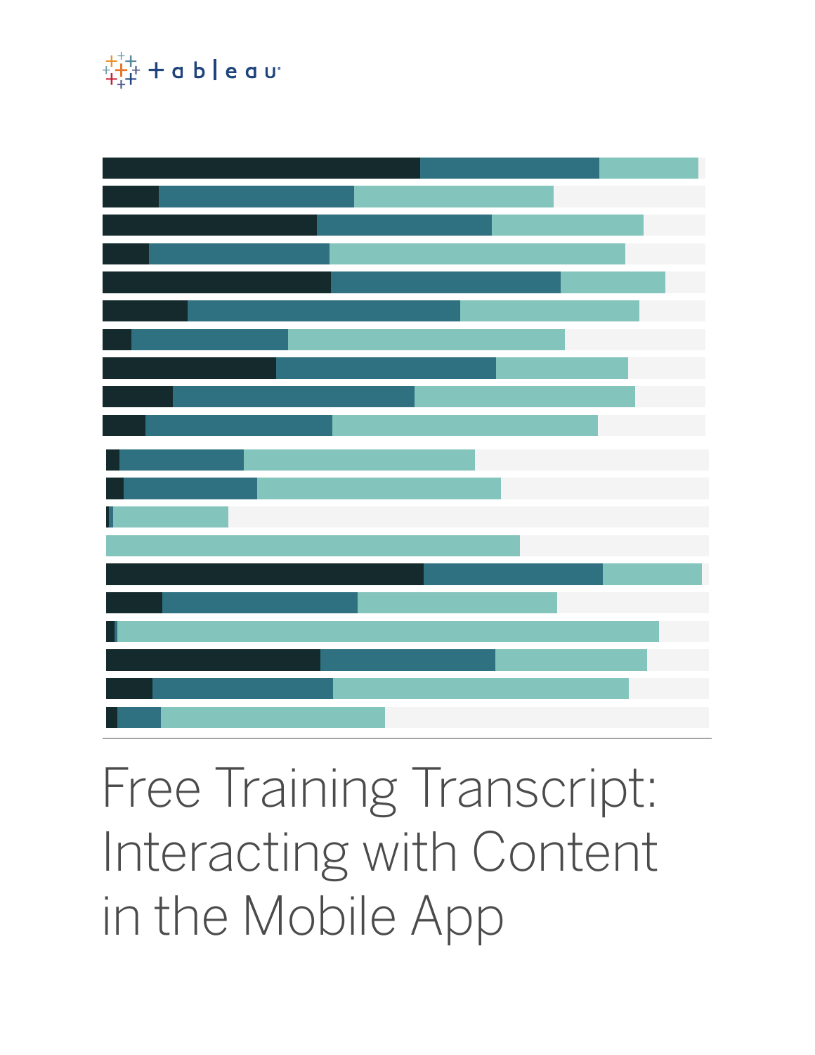# Free Training Transcript: Interacting with Content in the Mobile App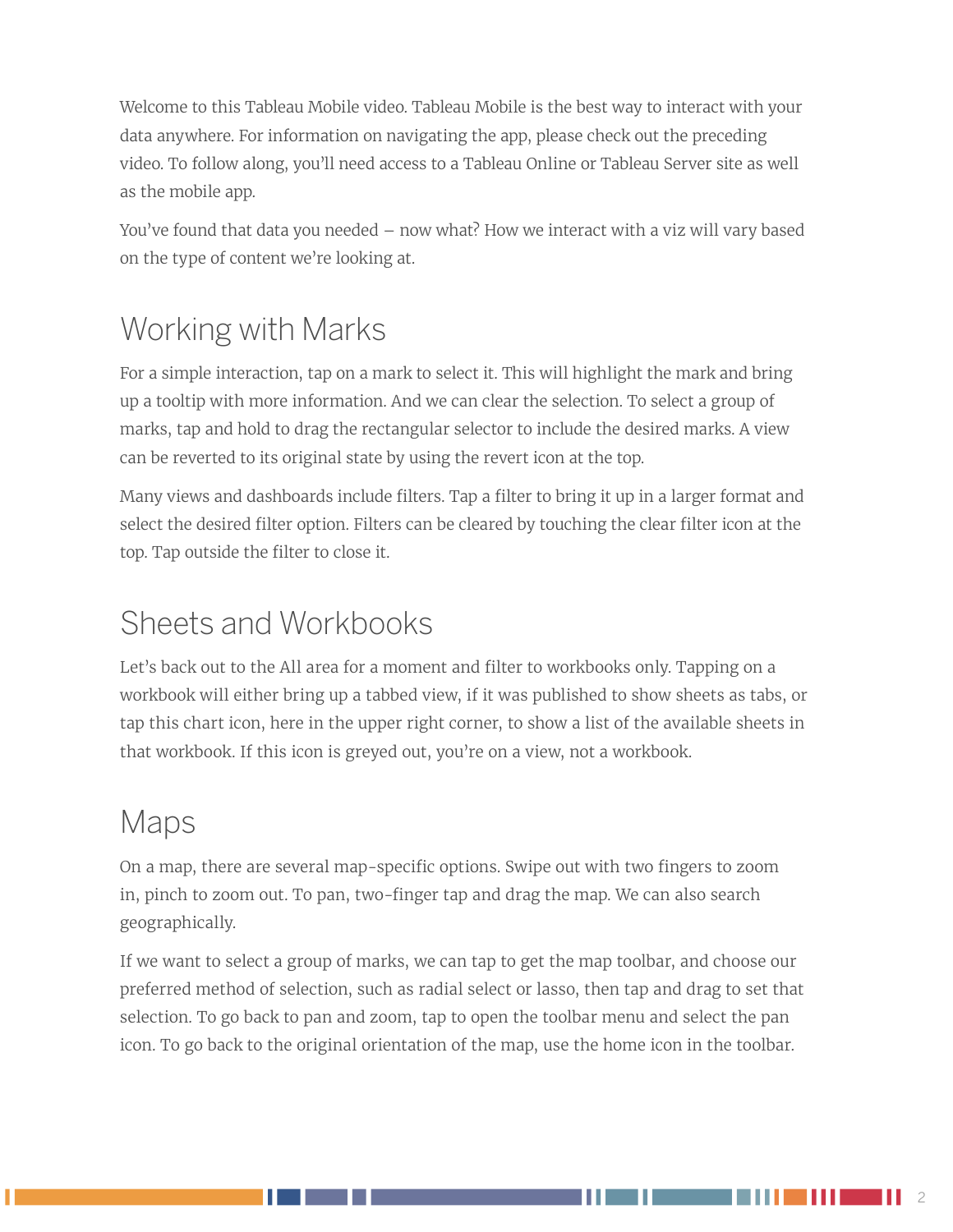Welcome to this Tableau Mobile video. Tableau Mobile is the best way to interact with your data anywhere. For information on navigating the app, please check out the preceding video. To follow along, you'll need access to a Tableau Online or Tableau Server site as well as the mobile app.

You've found that data you needed – now what? How we interact with a viz will vary based on the type of content we're looking at.

## Working with Marks

For a simple interaction, tap on a mark to select it. This will highlight the mark and bring up a tooltip with more information. And we can clear the selection. To select a group of marks, tap and hold to drag the rectangular selector to include the desired marks. A view can be reverted to its original state by using the revert icon at the top.

Many views and dashboards include filters. Tap a filter to bring it up in a larger format and select the desired filter option. Filters can be cleared by touching the clear filter icon at the top. Tap outside the filter to close it.

## Sheets and Workbooks

Let's back out to the All area for a moment and filter to workbooks only. Tapping on a workbook will either bring up a tabbed view, if it was published to show sheets as tabs, or tap this chart icon, here in the upper right corner, to show a list of the available sheets in that workbook. If this icon is greyed out, you're on a view, not a workbook.

## Maps

On a map, there are several map-specific options. Swipe out with two fingers to zoom in, pinch to zoom out. To pan, two-finger tap and drag the map. We can also search geographically.

If we want to select a group of marks, we can tap to get the map toolbar, and choose our preferred method of selection, such as radial select or lasso, then tap and drag to set that selection. To go back to pan and zoom, tap to open the toolbar menu and select the pan icon. To go back to the original orientation of the map, use the home icon in the toolbar.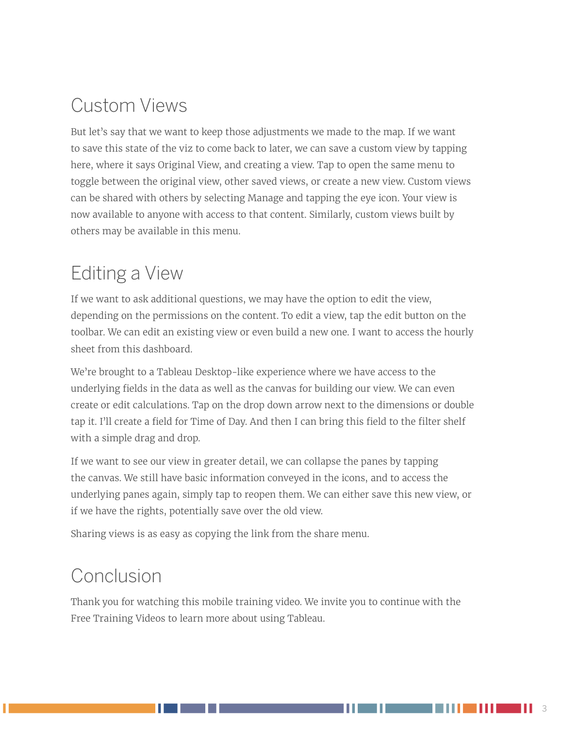## Custom Views

But let's say that we want to keep those adjustments we made to the map. If we want to save this state of the viz to come back to later, we can save a custom view by tapping here, where it says Original View, and creating a view. Tap to open the same menu to toggle between the original view, other saved views, or create a new view. Custom views can be shared with others by selecting Manage and tapping the eye icon. Your view is now available to anyone with access to that content. Similarly, custom views built by others may be available in this menu.

## Editing a View

If we want to ask additional questions, we may have the option to edit the view, depending on the permissions on the content. To edit a view, tap the edit button on the toolbar. We can edit an existing view or even build a new one. I want to access the hourly sheet from this dashboard.

We're brought to a Tableau Desktop-like experience where we have access to the underlying fields in the data as well as the canvas for building our view. We can even create or edit calculations. Tap on the drop down arrow next to the dimensions or double tap it. I'll create a field for Time of Day. And then I can bring this field to the filter shelf with a simple drag and drop.

If we want to see our view in greater detail, we can collapse the panes by tapping the canvas. We still have basic information conveyed in the icons, and to access the underlying panes again, simply tap to reopen them. We can either save this new view, or if we have the rights, potentially save over the old view.

Sharing views is as easy as copying the link from the share menu.

## Conclusion

Thank you for watching this mobile training video. We invite you to continue with the Free Training Videos to learn more about using Tableau.